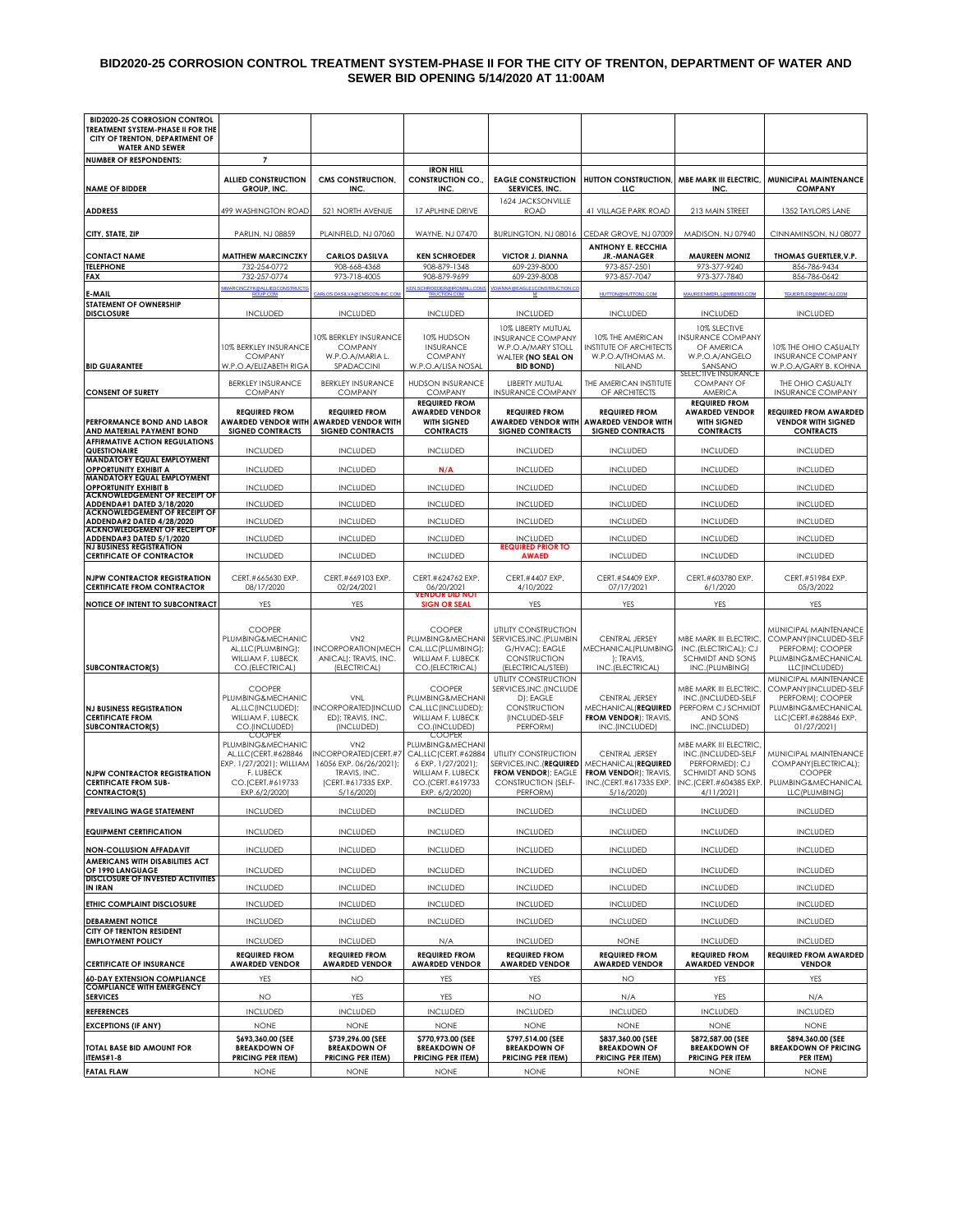# BID2020-25 CORROSION CONTROL TREATMENT SYSTEM-PHASE II FOR THE CITY OF TRENTON, DEPARTMENT OF WATER AND SEWER BID OPENING 5/14/2020 AT 11:00AM

| BID2020-25 CORROSION CONTROL TREATMENT SYSTEM-PHASE II FOR THE CITY OF TRENTON, DEPARTMENT OF WATER AND SEWER | | | | | | | |
|---|---|---|---|---|---|---|---|
| NUMBER OF RESPONDENTS: | 7 | | | | | | |
| NAME OF BIDDER | ALLIED CONSTRUCTION GROUP, INC. | CMS CONSTRUCTION, INC. | IRON HILL CONSTRUCTION CO., INC. | EAGLE CONSTRUCTION SERVICES, INC. | HUTTON CONSTRUCTION, LLC | MBE MARK III ELECTRIC, INC. | MUNICIPAL MAINTENANCE COMPANY |
| ADDRESS | 499 WASHINGTON ROAD | 521 NORTH AVENUE | 17 APLHINE DRIVE | 1624 JACKSONVILLE ROAD | 41 VILLAGE PARK ROAD | 213 MAIN STREET | 1352 TAYLORS LANE |
| CITY, STATE, ZIP | PARLIN, NJ 08859 | PLAINFIELD, NJ 07060 | WAYNE, NJ 07470 | BURLINGTON, NJ 08016 | CEDAR GROVE, NJ 07009 | MADISON, NJ 07940 | CINNAMINSON, NJ 08077 |
| CONTACT NAME | MATTHEW MARCINCZKY | CARLOS DASILVA | KEN SCHROEDER | VICTOR J. DIANNA | ANTHONY E. RECCHIA JR.-MANAGER | MAUREEN MONIZ | THOMAS GUERTLER,V.P. |
| TELEPHONE | 732-254-0772 | 908-668-4368 | 908-879-1348 | 609-239-8000 | 973-857-2501 | 973-377-9240 | 856-786-9434 |
| FAX | 732-257-0774 | 973-718-4005 | 908-879-9699 | 609-239-8008 | 973-857-7047 | 973-377-7840 | 856-786-0642 |
| E-MAIL | MMARCINCZYK@ALLIEDCONSTRUCTGROUP.COM | CARLOS.DASILVA@CMSCON-INC.COM | KEN.SCHROEDER@IRONHILLCONSTRUCTION.COM | VDIANNA@EAGLE1CONSTRUCTION.COM | HUTTON@HUTTON1.COM | MAUREENMDFL1@MBEM3.COM | TGUERTLER@MMC-NJ.COM |
| STATEMENT OF OWNERSHIP DISCLOSURE | INCLUDED | INCLUDED | INCLUDED | INCLUDED | INCLUDED | INCLUDED | INCLUDED |
| BID GUARANTEE | 10% BERKLEY INSURANCE COMPANY W.P.O.A/ELIZABETH RIGA | 10% BERKLEY INSURANCE COMPANY W.P.O.A/MARIA L. SPADACCINI | 10% HUDSON INSURANCE COMPANY W.P.O.A/LISA NOSAL | 10% LIBERTY MUTUAL INSURANCE COMPANY W.P.O.A/MARY STOLL WALTER (NO SEAL ON BID BOND) | 10% THE AMERICAN INSTITUTE OF ARCHITECTS W.P.O.A/THOMAS M. NILAND | 10% SLECTIVE INSURANCE COMPANY OF AMERICA W.P.O.A/ANGELO SANSANO | 10% THE OHIO CASUALTY INSURANCE COMPANY W.P.O.A/GARY B. KOHNA |
| CONSENT OF SURETY | BERKLEY INSURANCE COMPANY | BERKLEY INSURANCE COMPANY | HUDSON INSURANCE COMPANY | LIBERTY MUTUAL INSURANCE COMPANY | THE AMERICAN INSTITUTE OF ARCHITECTS | SELECTIVE INSURANCE COMPANY OF AMERICA | THE OHIO CASUALTY INSURANCE COMPANY |
| PERFORMANCE BOND AND LABOR AND MATERIAL PAYMENT BOND | REQUIRED FROM AWARDED VENDOR WITH SIGNED CONTRACTS | REQUIRED FROM AWARDED VENDOR WITH SIGNED CONTRACTS | REQUIRED FROM AWARDED VENDOR WITH SIGNED CONTRACTS | REQUIRED FROM AWARDED VENDOR WITH SIGNED CONTRACTS | REQUIRED FROM AWARDED VENDOR WITH SIGNED CONTRACTS | REQUIRED FROM AWARDED VENDOR WITH SIGNED CONTRACTS | REQUIRED FROM AWARDED VENDOR WITH SIGNED CONTRACTS |
| AFFIRMATIVE ACTION REGULATIONS QUESTIONAIRE | INCLUDED | INCLUDED | INCLUDED | INCLUDED | INCLUDED | INCLUDED | INCLUDED |
| MANDATORY EQUAL EMPLOYMENT OPPORTUNITY EXHIBIT A | INCLUDED | INCLUDED | N/A | INCLUDED | INCLUDED | INCLUDED | INCLUDED |
| MANDATORY EQUAL EMPLOYMENT OPPORTUNITY EXHIBIT B | INCLUDED | INCLUDED | INCLUDED | INCLUDED | INCLUDED | INCLUDED | INCLUDED |
| ACKNOWLEDGEMENT OF RECEIPT OF ADDENDA#1 DATED 3/18/2020 | INCLUDED | INCLUDED | INCLUDED | INCLUDED | INCLUDED | INCLUDED | INCLUDED |
| ACKNOWLEDGEMENT OF RECEIPT OF ADDENDA#2 DATED 4/28/2020 | INCLUDED | INCLUDED | INCLUDED | INCLUDED | INCLUDED | INCLUDED | INCLUDED |
| ACKNOWLEDGEMENT OF RECEIPT OF ADDENDA#3 DATED 5/1/2020 | INCLUDED | INCLUDED | INCLUDED | INCLUDED | INCLUDED | INCLUDED | INCLUDED |
| NJ BUSINESS REGISTRATION CERTIFICATE OF CONTRACTOR | INCLUDED | INCLUDED | INCLUDED | REQUIRED PRIOR TO AWAED | INCLUDED | INCLUDED | INCLUDED |
| NJPW CONTRACTOR REGISTRATION CERTIFICATE FROM CONTRACTOR | CERT.#665630 EXP. 08/17/2020 | CERT.#669103 EXP. 02/24/2021 | CERT.#624762 EXP. 06/20/2021 | CERT.#4407 EXP. 4/10/2022 | CERT.#54409 EXP. 07/17/2021 | CERT.#603780 EXP. 6/1/2020 | CERT.#51984 EXP. 05/3/2022 |
| NOTICE OF INTENT TO SUBCONTRACT | YES | YES | VENDOR DID NOT SIGN OR SEAL | YES | YES | YES | YES |
| SUBCONTRACTOR(S) | COOPER PLUMBING&MECHANICAL,LLC(PLUMBING); WILLIAM F. LUBECK CO.(ELECTRICAL) | VN2 INCORPORATION(MECHANICAL); TRAVIS, INC. (ELECTRICAL) | COOPER PLUMBING&MECHANICAL,LLC(PLUMBING); WILLIAM F. LUBECK CO.(ELECTRICAL) | UTILITY CONSTRUCTION SERVICES,INC.(PLUMBING/HVAC); EAGLE CONSTRUCTION (ELECTRICAL/STEEl) | CENTRAL JERSEY MECHANICAL(PLUMBING); TRAVIS, INC.(ELECTRICAL) | MBE MARK III ELECTRIC, INC.(ELECTRICAL); CJ SCHMIDT AND SONS INC.(PLUMBING) | MUNICIPAL MAINTENANCE COMPANY(INCLUDED-SELF PERFORM); COOPER PLUMBING&MECHANICAL LLC(INCLUDED) |
| NJ BUSINESS REGISTRATION CERTIFICATE FROM SUBCONTRACTOR(S) | COOPER PLUMBING&MECHANICAL,LLC(INCLUDED); WILLIAM F. LUBECK CO.(INCLUDED) | VNL INCORPORATED(INCLUDED); TRAVIS, INC. (INCLUDED) | COOPER PLUMBING&MECHANICAL,LLC(INCLUDED); WILLIAM F. LUBECK CO.(INCLUDED) | UTILITY CONSTRUCTION SERVICES,INC.(INCLUDED); EAGLE CONSTRUCTION (INCLUDED-SELF PERFORM) | CENTRAL JERSEY MECHANICAL(REQUIRED FROM VENDOR); TRAVIS, INC.(INCLUDED) | MBE MARK III ELECTRIC, INC.(INCLUDED-SELF PERFORM CJ SCHMIDT AND SONS INC.(INCLUDED) | MUNICIPAL MAINTENANCE COMPANY(INCLUDED-SELF PERFORM); COOPER PLUMBING&MECHANICAL LLC(CERT.#628846 EXP. 01/27/2021) |
| NJPW CONTRACTOR REGISTRATION CERTIFICATE FROM SUB-CONTRACTOR(S) | COOPER PLUMBING&MECHANICAL,LLC(CERT.#628846 EXP. 1/27/2021); WILLIAM F. LUBECK CO.(CERT.#619733 EXP.6/2/2020) | VN2 INCORPORATED(CERT.#716056 EXP. 06/26/2021); TRAVIS, INC. (CERT.#617335 EXP. 5/16/2020) | COOPER PLUMBING&MECHANICAL,LLC(CERT.#628846 EXP. 1/27/2021); WILLIAM F. LUBECK CO.(CERT.#619733 EXP. 6/2/2020) | UTILITY CONSTRUCTION SERVICES,INC.(REQUIRED FROM VENDOR); EAGLE CONSTRUCTION (SELF-PERFORM) | CENTRAL JERSEY MECHANICAL(REQUIRED FROM VENDOR); TRAVIS, INC.(CERT.#617335 EXP. 5/16/2020) | MBE MARK III ELECTRIC, INC.(INCLUDED-SELF PERFORMED); CJ SCHMIDT AND SONS INC.(CERT.#604385 EXP. 4/11/2021) | MUNICIPAL MAINTENANCE COMPANY(ELECTRICAL); COOPER PLUMBING&MECHANICAL LLC(PLUMBING) |
| PREVAILING WAGE STATEMENT | INCLUDED | INCLUDED | INCLUDED | INCLUDED | INCLUDED | INCLUDED | INCLUDED |
| EQUIPMENT CERTIFICATION | INCLUDED | INCLUDED | INCLUDED | INCLUDED | INCLUDED | INCLUDED | INCLUDED |
| NON-COLLUSION AFFADAVIT | INCLUDED | INCLUDED | INCLUDED | INCLUDED | INCLUDED | INCLUDED | INCLUDED |
| AMERICANS WITH DISABILITIES ACT OF 1990 LANGUAGE | INCLUDED | INCLUDED | INCLUDED | INCLUDED | INCLUDED | INCLUDED | INCLUDED |
| DISCLOSURE OF INVESTED ACTIVITIES IN IRAN | INCLUDED | INCLUDED | INCLUDED | INCLUDED | INCLUDED | INCLUDED | INCLUDED |
| ETHIC COMPLAINT DISCLOSURE | INCLUDED | INCLUDED | INCLUDED | INCLUDED | INCLUDED | INCLUDED | INCLUDED |
| DEBARMENT NOTICE | INCLUDED | INCLUDED | INCLUDED | INCLUDED | INCLUDED | INCLUDED | INCLUDED |
| CITY OF TRENTON RESIDENT EMPLOYMENT POLICY | INCLUDED | INCLUDED | N/A | INCLUDED | NONE | INCLUDED | INCLUDED |
| CERTIFICATE OF INSURANCE | REQUIRED FROM AWARDED VENDOR | REQUIRED FROM AWARDED VENDOR | REQUIRED FROM AWARDED VENDOR | REQUIRED FROM AWARDED VENDOR | REQUIRED FROM AWARDED VENDOR | REQUIRED FROM AWARDED VENDOR | REQUIRED FROM AWARDED VENDOR |
| 60-DAY EXTENSION COMPLIANCE | YES | NO | YES | YES | NO | YES | YES |
| COMPLIANCE WITH EMERGENCY SERVICES | NO | YES | YES | NO | N/A | YES | N/A |
| REFERENCES | INCLUDED | INCLUDED | INCLUDED | INCLUDED | INCLUDED | INCLUDED | INCLUDED |
| EXCEPTIONS (IF ANY) | NONE | NONE | NONE | NONE | NONE | NONE | NONE |
| TOTAL BASE BID AMOUNT FOR ITEMS#1-8 | $693,360.00 (SEE BREAKDOWN OF PRICING PER ITEM) | $739,296.00 (SEE BREAKDOWN OF PRICING PER ITEM) | $770,973.00 (SEE BREAKDOWN OF PRICING PER ITEM) | $797,514.00 (SEE BREAKDOWN OF PRICING PER ITEM) | $837,360.00 (SEE BREAKDOWN OF PRICING PER ITEM) | $872,587.00 (SEE BREAKDOWN OF PRICING PER ITEM | $894,360.00 (SEE BREAKDOWN OF PRICING PER ITEM) |
| FATAL FLAW | NONE | NONE | NONE | NONE | NONE | NONE | NONE |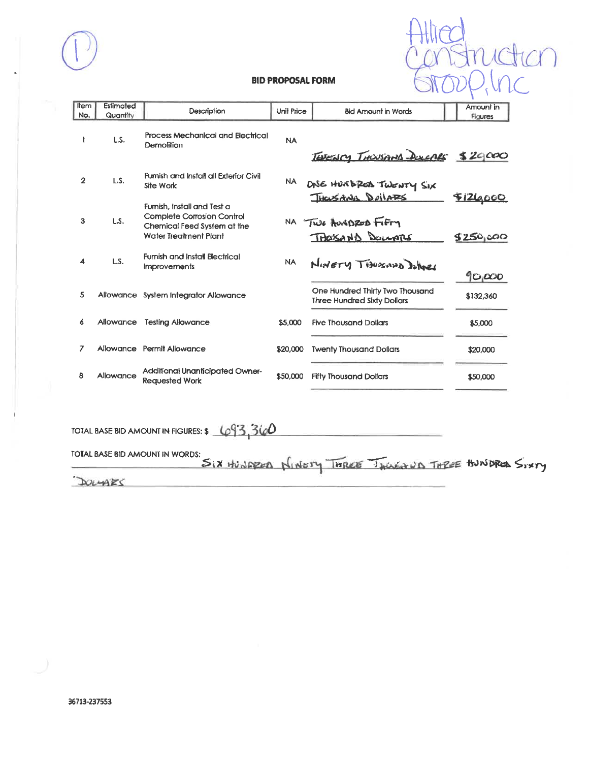①

Allied Construction Group, Inc

**BID PROPOSAL FORM**

| Item No. | Estimated Quantity | Description | Unit Price | Bid Amount in Words | Amount in Figures |
|---|---|---|---|---|---|
| 1 | L.S. | Process Mechanical and Electrical Demolition | NA | Twenty Thousand Dollars | $20,000 |
| 2 | L.S. | Furnish and Install all Exterior Civil Site Work | NA | One Hundred Twenty Six Thousand Dollars | $126,000 |
| 3 | L.S. | Furnish, Install and Test a Complete Corrosion Control Chemical Feed System at the Water Treatment Plant | NA | Two Hundred Fifty Thousand Dollars | $250,000 |
| 4 | L.S. | Furnish and Install Electrical Improvements | NA | Ninety Thousand Dollars | 90,000 |
| 5 | Allowance | System Integrator Allowance | | One Hundred Thirty Two Thousand Three Hundred Sixty Dollars | $132,360 |
| 6 | Allowance | Testing Allowance | $5,000 | Five Thousand Dollars | $5,000 |
| 7 | Allowance | Permit Allowance | $20,000 | Twenty Thousand Dollars | $20,000 |
| 8 | Allowance | Additional Unanticipated Owner-Requested Work | $50,000 | Fifty Thousand Dollars | $50,000 |

TOTAL BASE BID AMOUNT IN FIGURES: $ 693,360

TOTAL BASE BID AMOUNT IN WORDS: Six Hundred Ninety Three Thousand Three Hundred Sixty Dollars

36713-237553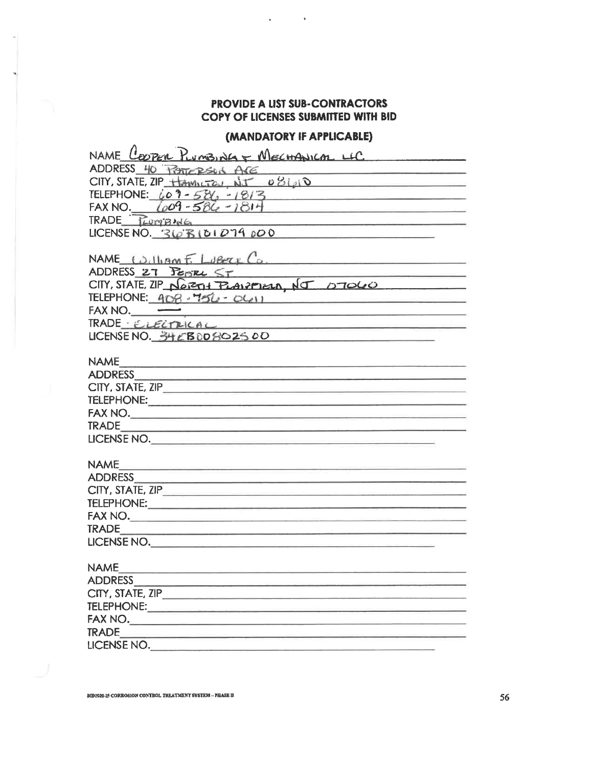**PROVIDE A LIST SUB-CONTRACTORS**
**COPY OF LICENSES SUBMITTED WITH BID**

**(MANDATORY IF APPLICABLE)**

NAME Cooper Plumbing & Mechanical LLC
ADDRESS 40 Patterson Ave
CITY, STATE, ZIP Hamilton, NJ 08610
TELEPHONE: 609-586-1813
FAX NO. 609-586-1814
TRADE Plumbing
LICENSE NO. 36BI01079000

NAME William F. Loeper Co.
ADDRESS 27 Pearl St
CITY, STATE, ZIP North Plainfield, NJ 07060
TELEPHONE: 908-756-0611
FAX NO. —
TRADE Electrical
LICENSE NO. 34EB00802500

NAME
ADDRESS
CITY, STATE, ZIP
TELEPHONE:
FAX NO.
TRADE
LICENSE NO.

NAME
ADDRESS
CITY, STATE, ZIP
TELEPHONE:
FAX NO.
TRADE
LICENSE NO.

NAME
ADDRESS
CITY, STATE, ZIP
TELEPHONE:
FAX NO.
TRADE
LICENSE NO.

BID2020-25 CORROSION CONTROL TREATMENT SYSTEM – PHASE II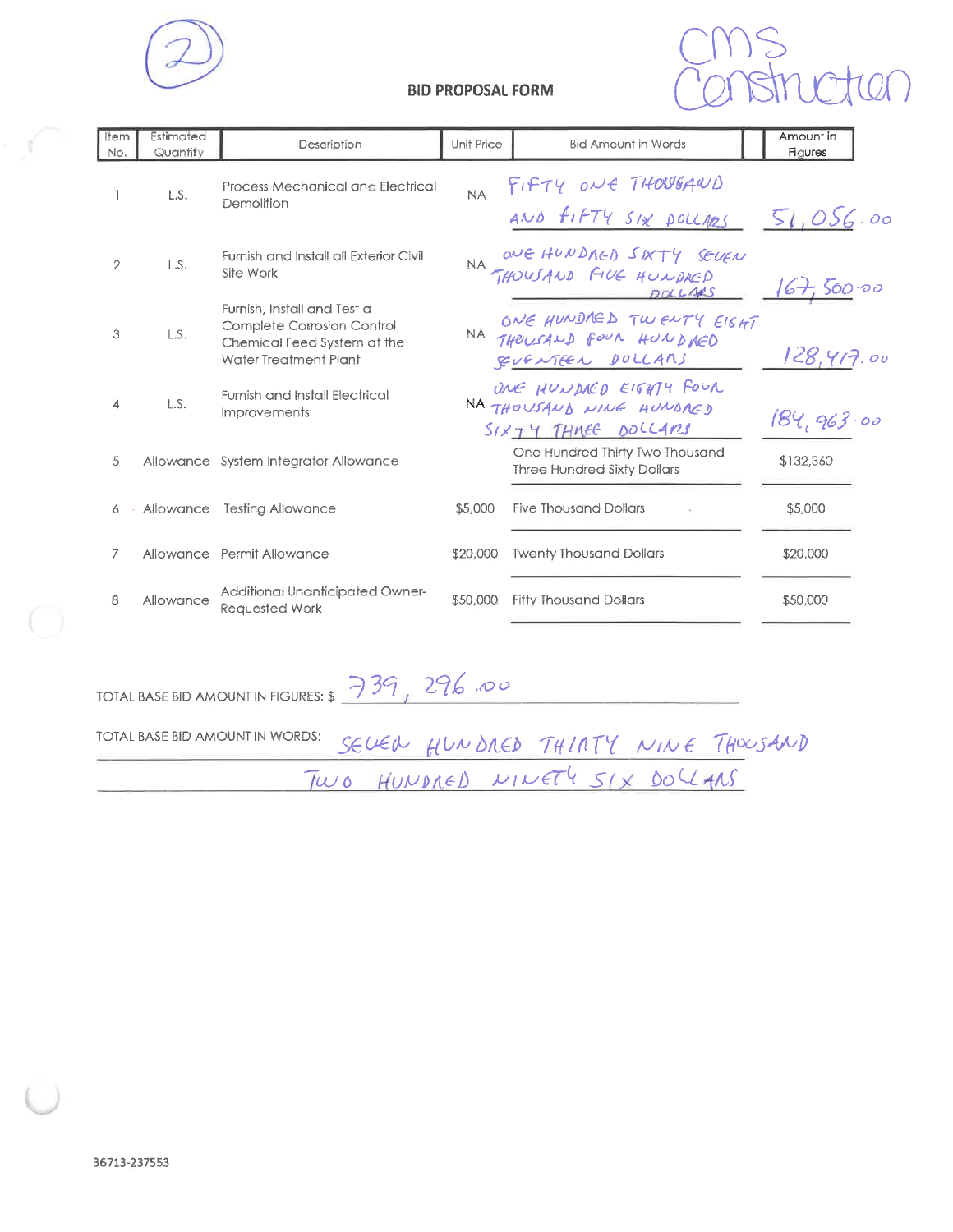②

**CMS Construction**

# BID PROPOSAL FORM

| Item No. | Estimated Quantity | Description | Unit Price | Bid Amount in Words | Amount in Figures |
|---|---|---|---|---|---|
| 1 | L.S. | Process Mechanical and Electrical Demolition | NA | FIFTY ONE THOUSAND AND FIFTY SIX DOLLARS | 51,056.00 |
| 2 | L.S. | Furnish and Install all Exterior Civil Site Work | NA | ONE HUNDRED SIXTY SEVEN THOUSAND FIVE HUNDRED DOLLARS | 167,500.00 |
| 3 | L.S. | Furnish, Install and Test a Complete Corrosion Control Chemical Feed System at the Water Treatment Plant | NA | ONE HUNDRED TWENTY EIGHT THOUSAND FOUR HUNDRED SEVENTEEN DOLLARS | 128,417.00 |
| 4 | L.S. | Furnish and Install Electrical Improvements | NA | ONE HUNDRED EIGHTY FOUR THOUSAND NINE HUNDRED SIXTY THREE DOLLARS | 184,963.00 |
| 5 | Allowance | System Integrator Allowance | | One Hundred Thirty Two Thousand Three Hundred Sixty Dollars | $132,360 |
| 6 | Allowance | Testing Allowance | $5,000 | Five Thousand Dollars | $5,000 |
| 7 | Allowance | Permit Allowance | $20,000 | Twenty Thousand Dollars | $20,000 |
| 8 | Allowance | Additional Unanticipated Owner-Requested Work | $50,000 | Fifty Thousand Dollars | $50,000 |

TOTAL BASE BID AMOUNT IN FIGURES: $ 739,296.00

TOTAL BASE BID AMOUNT IN WORDS: SEVEN HUNDRED THIRTY NINE THOUSAND TWO HUNDRED NINETY SIX DOLLARS

36713-237553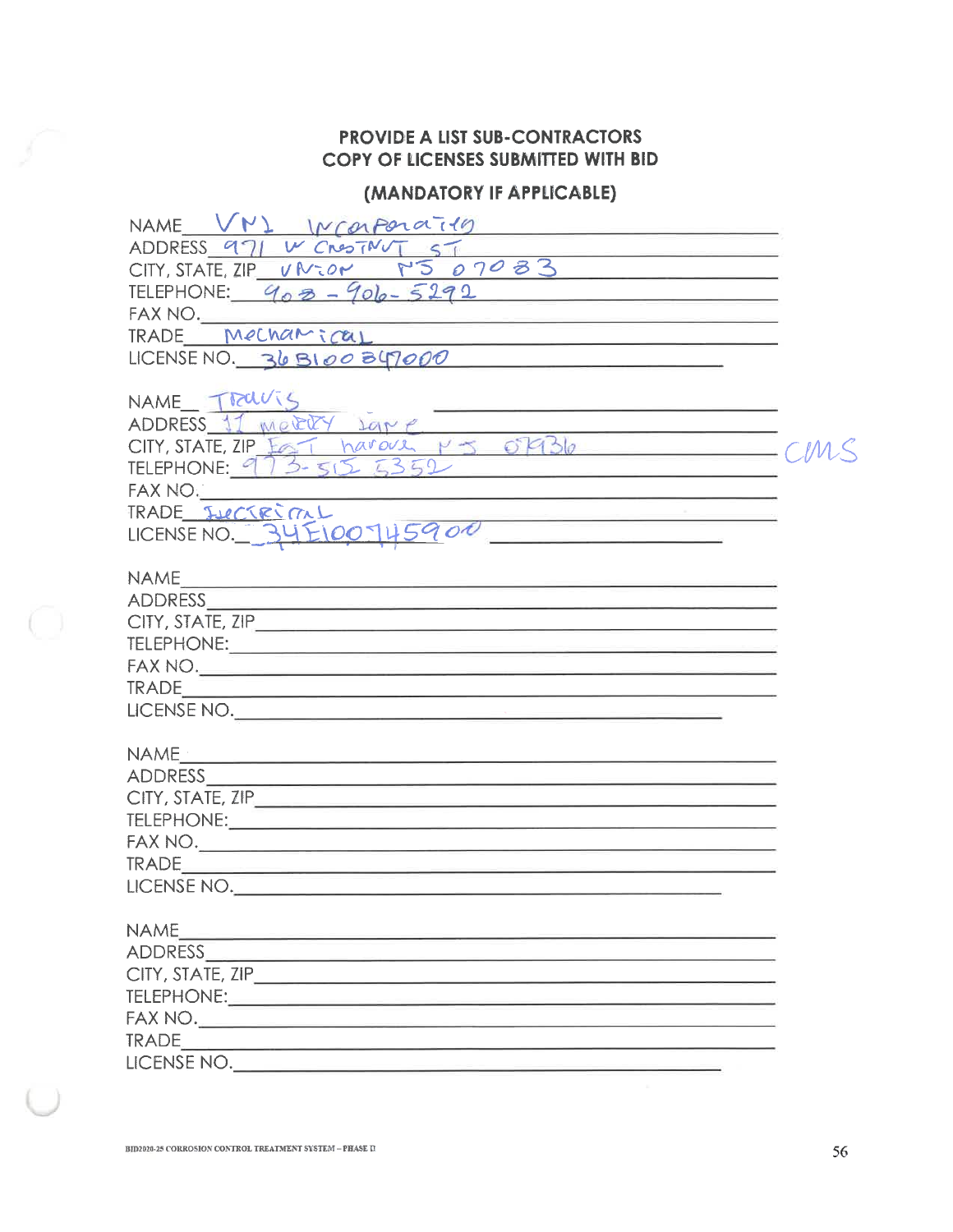**PROVIDE A LIST SUB-CONTRACTORS**
**COPY OF LICENSES SUBMITTED WITH BID**

**(MANDATORY IF APPLICABLE)**

NAME VNI Incorporating
ADDRESS 971 W Chestnut St
CITY, STATE, ZIP Union NJ 07083
TELEPHONE: 908-906-5292
FAX NO.
TRADE Mechanical
LICENSE NO. 36B10084700

NAME Travis
ADDRESS 11 Merry Lane
CITY, STATE, ZIP East Hanover NJ 07936
TELEPHONE: 973-515-5352
FAX NO.
TRADE Electrical
LICENSE NO. 34EI00745900

CMS

NAME
ADDRESS
CITY, STATE, ZIP
TELEPHONE:
FAX NO.
TRADE
LICENSE NO.

NAME
ADDRESS
CITY, STATE, ZIP
TELEPHONE:
FAX NO.
TRADE
LICENSE NO.

NAME
ADDRESS
CITY, STATE, ZIP
TELEPHONE:
FAX NO.
TRADE
LICENSE NO.

BID2020-25 CORROSION CONTROL TREATMENT SYSTEM – PHASE II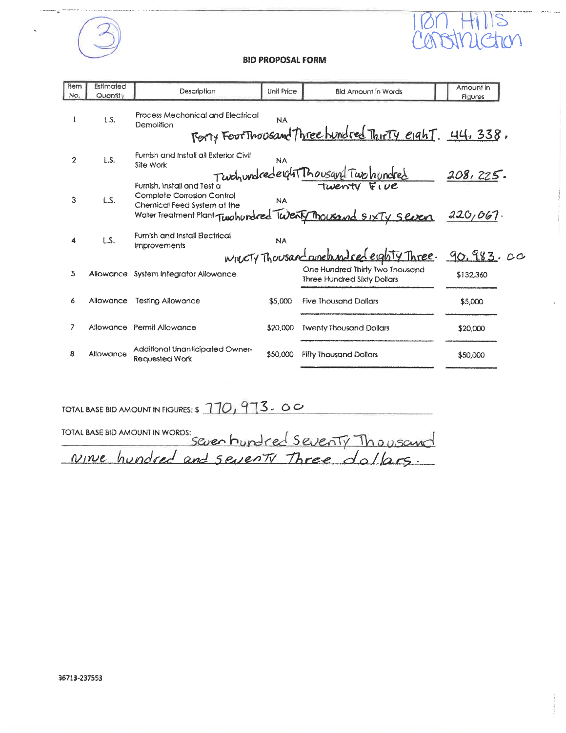(3)

Iron Hills Construction

## BID PROPOSAL FORM

| Item No. | Estimated Quantity | Description | Unit Price | Bid Amount in Words | Amount in Figures |
|---|---|---|---|---|---|
| 1 | L.S. | Process Mechanical and Electrical Demolition | NA | Forty Four Thousand Three hundred Thirty eight. | 44, 338. |
| 2 | L.S. | Furnish and Install all Exterior Civil Site Work | NA | Two hundred eight Thousand Two hundred Twenty Five | 208, 225. |
| 3 | L.S. | Furnish, Install and Test a Complete Corrosion Control Chemical Feed System at the Water Treatment Plant | NA | Two hundred Twenty Thousand sixty seven | 220,067. |
| 4 | L.S. | Furnish and Install Electrical Improvements | NA | Ninety Thousand nine hundred eighty Three. | 90, 983. 00 |
| 5 | Allowance | System Integrator Allowance | | One Hundred Thirty Two Thousand Three Hundred Sixty Dollars | $132,360 |
| 6 | Allowance | Testing Allowance | $5,000 | Five Thousand Dollars | $5,000 |
| 7 | Allowance | Permit Allowance | $20,000 | Twenty Thousand Dollars | $20,000 |
| 8 | Allowance | Additional Unanticipated Owner-Requested Work | $50,000 | Fifty Thousand Dollars | $50,000 |

TOTAL BASE BID AMOUNT IN FIGURES: $ 770, 973. 00

TOTAL BASE BID AMOUNT IN WORDS: seven hundred Seventy Thousand nine hundred and seventy Three dollars.

36713-237553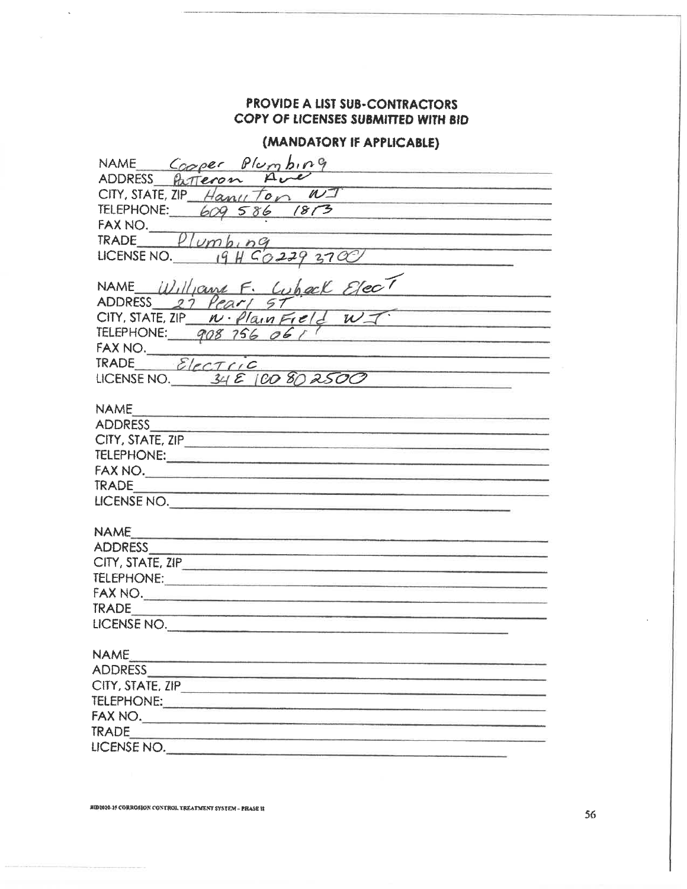## PROVIDE A LIST SUB-CONTRACTORS
## COPY OF LICENSES SUBMITTED WITH BID

### (MANDATORY IF APPLICABLE)

NAME Cooper Plumbing
ADDRESS Patteron Ave
CITY, STATE, ZIP Hamilton NJ
TELEPHONE: 609 586 1813
FAX NO.
TRADE Plumbing
LICENSE NO. 19 HC 0229 3700

NAME William F. Lubeck Elect
ADDRESS 27 Pearl ST
CITY, STATE, ZIP N. Plainfield NJ
TELEPHONE: 908 756 0611
FAX NO.
TRADE Electric
LICENSE NO. 34 E 100 80 2500

NAME
ADDRESS
CITY, STATE, ZIP
TELEPHONE:
FAX NO.
TRADE
LICENSE NO.

NAME
ADDRESS
CITY, STATE, ZIP
TELEPHONE:
FAX NO.
TRADE
LICENSE NO.

NAME
ADDRESS
CITY, STATE, ZIP
TELEPHONE:
FAX NO.
TRADE
LICENSE NO.

BID2020-25 CORROSION CONTROL TREATMENT SYSTEM - PHASE II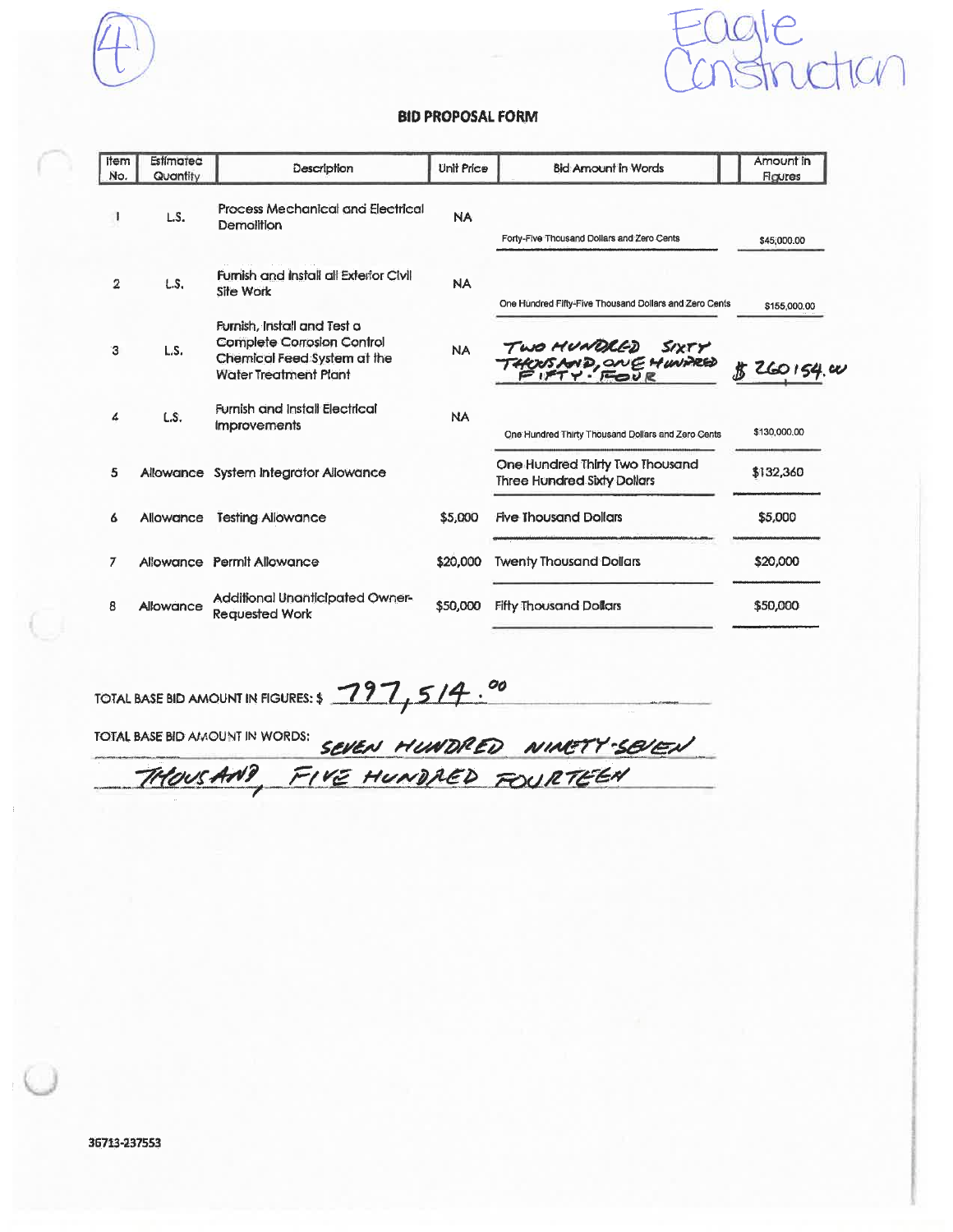(4)

Eagle Construction

## BID PROPOSAL FORM

| Item No. | Estimated Quantity | Description | Unit Price | Bid Amount in Words | Amount in Figures |
|---|---|---|---|---|---|
| 1 | L.S. | Process Mechanical and Electrical Demolition | NA | Forty-Five Thousand Dollars and Zero Cents | $45,000.00 |
| 2 | L.S. | Furnish and Install all Exterior Civil Site Work | NA | One Hundred Fifty-Five Thousand Dollars and Zero Cents | $155,000.00 |
| 3 | L.S. | Furnish, Install and Test a Complete Corrosion Control Chemical Feed System at the Water Treatment Plant | NA | TWO HUNDRED SIXTY THOUSAND, ONE HUNDRED FIFTY-FOUR | $ 260154.00 |
| 4 | L.S. | Furnish and Install Electrical Improvements | NA | One Hundred Thirty Thousand Dollars and Zero Cents | $130,000.00 |
| 5 | Allowance | System Integrator Allowance | | One Hundred Thirty Two Thousand Three Hundred Sixty Dollars | $132,360 |
| 6 | Allowance | Testing Allowance | $5,000 | Five Thousand Dollars | $5,000 |
| 7 | Allowance | Permit Allowance | $20,000 | Twenty Thousand Dollars | $20,000 |
| 8 | Allowance | Additional Unanticipated Owner-Requested Work | $50,000 | Fifty Thousand Dollars | $50,000 |

TOTAL BASE BID AMOUNT IN FIGURES: $ 797,514.00

TOTAL BASE BID AMOUNT IN WORDS: SEVEN HUNDRED NINETY-SEVEN THOUSAND, FIVE HUNDRED FOURTEEN

36713-237553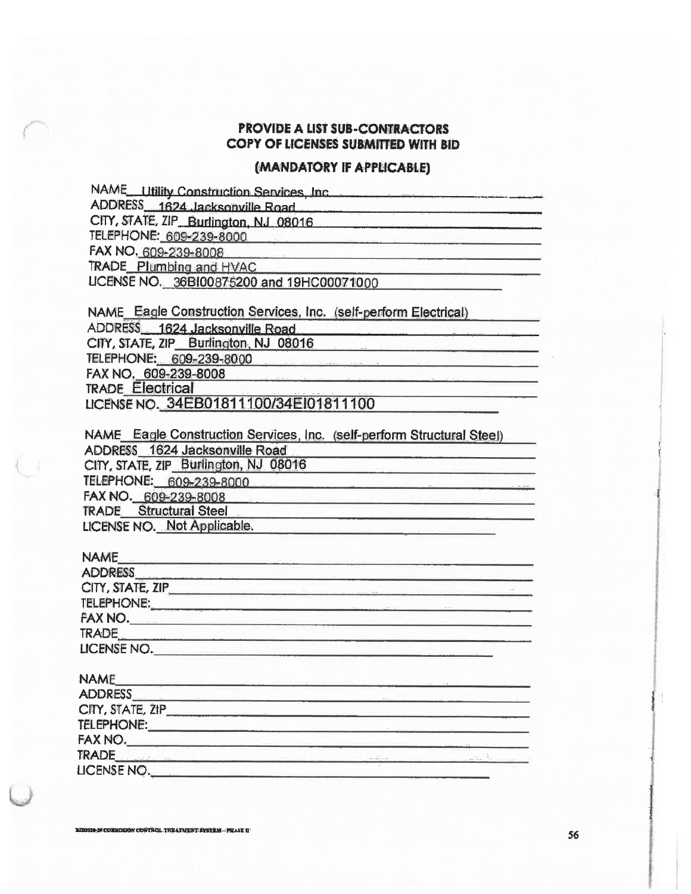## PROVIDE A LIST SUB-CONTRACTORS
## COPY OF LICENSES SUBMITTED WITH BID

### (MANDATORY IF APPLICABLE)

NAME Utility Construction Services, Inc
ADDRESS 1624 Jacksonville Road
CITY, STATE, ZIP Burlington, NJ 08016
TELEPHONE: 609-239-8000
FAX NO. 609-239-8008
TRADE Plumbing and HVAC
LICENSE NO. 36BI00875200 and 19HC00071000

NAME Eagle Construction Services, Inc. (self-perform Electrical)
ADDRESS 1624 Jacksonville Road
CITY, STATE, ZIP Burlington, NJ 08016
TELEPHONE: 609-239-8000
FAX NO. 609-239-8008
TRADE Electrical
LICENSE NO. 34EB01811100/34EI01811100

NAME Eagle Construction Services, Inc. (self-perform Structural Steel)
ADDRESS 1624 Jacksonville Road
CITY, STATE, ZIP Burlington, NJ 08016
TELEPHONE: 609-239-8000
FAX NO. 609-239-8008
TRADE Structural Steel
LICENSE NO. Not Applicable.

NAME
ADDRESS
CITY, STATE, ZIP
TELEPHONE:
FAX NO.
TRADE
LICENSE NO.

NAME
ADDRESS
CITY, STATE, ZIP
TELEPHONE:
FAX NO.
TRADE
LICENSE NO.

BID2020-25 CORROSION CONTROL TREATMENT SYSTEM – PHASE II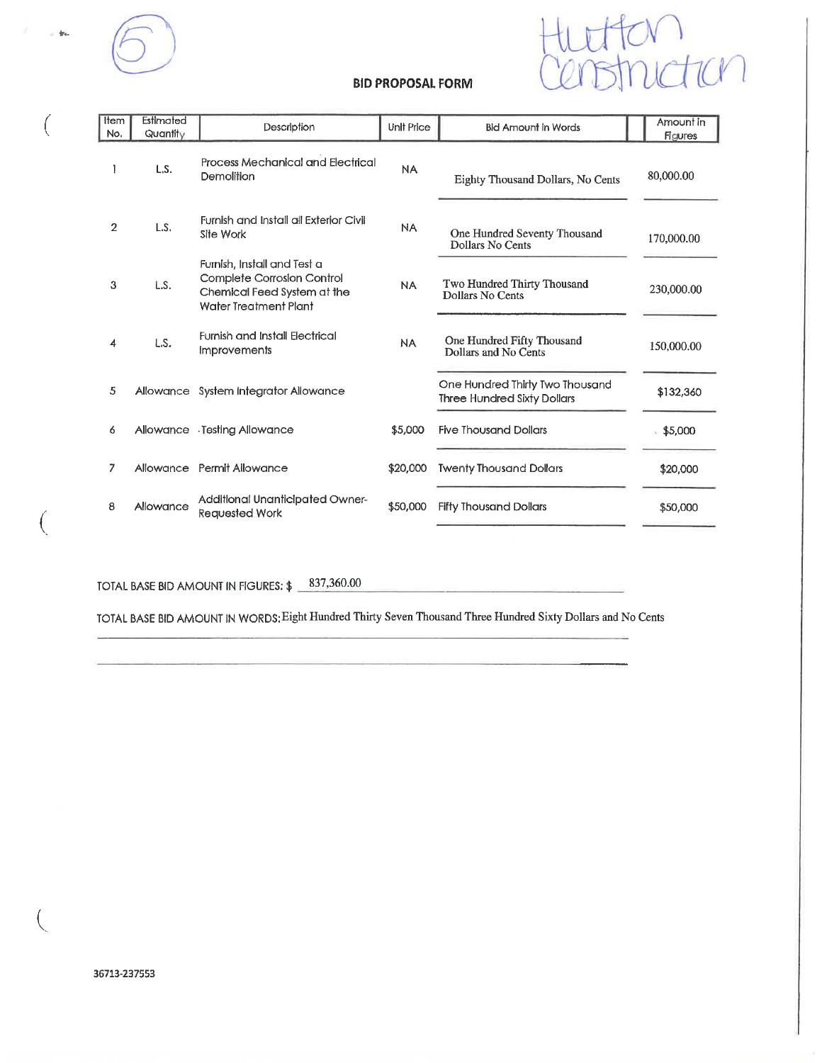(5)

Hutton Construction

## BID PROPOSAL FORM

| Item No. | Estimated Quantity | Description | Unit Price | Bid Amount in Words | Amount in Figures |
|---|---|---|---|---|---|
| 1 | L.S. | Process Mechanical and Electrical Demolition | NA | Eighty Thousand Dollars, No Cents | 80,000.00 |
| 2 | L.S. | Furnish and Install all Exterior Civil Site Work | NA | One Hundred Seventy Thousand Dollars No Cents | 170,000.00 |
| 3 | L.S. | Furnish, Install and Test a Complete Corrosion Control Chemical Feed System at the Water Treatment Plant | NA | Two Hundred Thirty Thousand Dollars No Cents | 230,000.00 |
| 4 | L.S. | Furnish and Install Electrical Improvements | NA | One Hundred Fifty Thousand Dollars and No Cents | 150,000.00 |
| 5 | Allowance | System Integrator Allowance | | One Hundred Thirty Two Thousand Three Hundred Sixty Dollars | $132,360 |
| 6 | Allowance | Testing Allowance | $5,000 | Five Thousand Dollars | $5,000 |
| 7 | Allowance | Permit Allowance | $20,000 | Twenty Thousand Dollars | $20,000 |
| 8 | Allowance | Additional Unanticipated Owner-Requested Work | $50,000 | Fifty Thousand Dollars | $50,000 |

TOTAL BASE BID AMOUNT IN FIGURES: $ 837,360.00

TOTAL BASE BID AMOUNT IN WORDS: Eight Hundred Thirty Seven Thousand Three Hundred Sixty Dollars and No Cents

36713-237553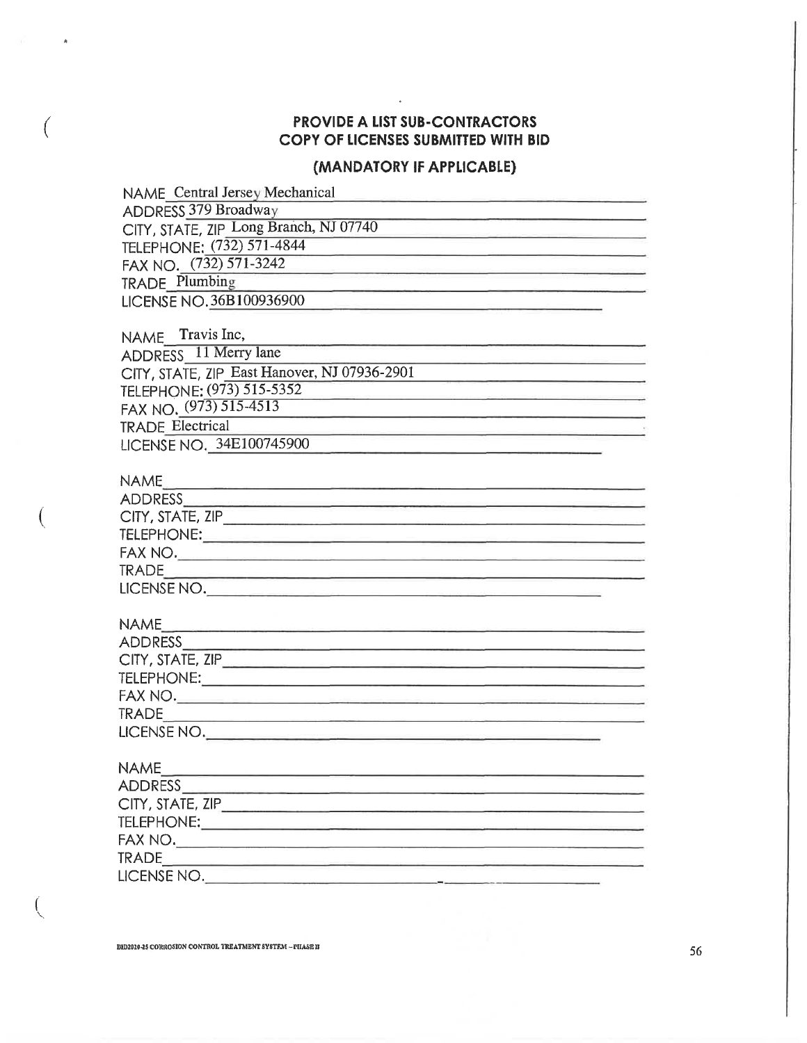**PROVIDE A LIST SUB-CONTRACTORS**
**COPY OF LICENSES SUBMITTED WITH BID**

**(MANDATORY IF APPLICABLE)**

NAME Central Jersey Mechanical
ADDRESS 379 Broadway
CITY, STATE, ZIP Long Branch, NJ 07740
TELEPHONE: (732) 571-4844
FAX NO. (732) 571-3242
TRADE Plumbing
LICENSE NO. 36B100936900

NAME Travis Inc,
ADDRESS 11 Merry lane
CITY, STATE, ZIP East Hanover, NJ 07936-2901
TELEPHONE: (973) 515-5352
FAX NO. (973) 515-4513
TRADE Electrical
LICENSE NO. 34E100745900

NAME\_\_\_\_\_\_\_\_\_\_\_\_\_\_\_\_\_\_\_\_
ADDRESS\_\_\_\_\_\_\_\_\_\_\_\_\_\_\_\_\_\_\_\_
CITY, STATE, ZIP\_\_\_\_\_\_\_\_\_\_\_\_\_\_\_\_\_\_\_\_
TELEPHONE:\_\_\_\_\_\_\_\_\_\_\_\_\_\_\_\_\_\_\_\_
FAX NO.\_\_\_\_\_\_\_\_\_\_\_\_\_\_\_\_\_\_\_\_
TRADE\_\_\_\_\_\_\_\_\_\_\_\_\_\_\_\_\_\_\_\_
LICENSE NO.\_\_\_\_\_\_\_\_\_\_\_\_\_\_\_\_\_\_\_\_

NAME\_\_\_\_\_\_\_\_\_\_\_\_\_\_\_\_\_\_\_\_
ADDRESS\_\_\_\_\_\_\_\_\_\_\_\_\_\_\_\_\_\_\_\_
CITY, STATE, ZIP\_\_\_\_\_\_\_\_\_\_\_\_\_\_\_\_\_\_\_\_
TELEPHONE:\_\_\_\_\_\_\_\_\_\_\_\_\_\_\_\_\_\_\_\_
FAX NO.\_\_\_\_\_\_\_\_\_\_\_\_\_\_\_\_\_\_\_\_
TRADE\_\_\_\_\_\_\_\_\_\_\_\_\_\_\_\_\_\_\_\_
LICENSE NO.\_\_\_\_\_\_\_\_\_\_\_\_\_\_\_\_\_\_\_\_

NAME\_\_\_\_\_\_\_\_\_\_\_\_\_\_\_\_\_\_\_\_
ADDRESS\_\_\_\_\_\_\_\_\_\_\_\_\_\_\_\_\_\_\_\_
CITY, STATE, ZIP\_\_\_\_\_\_\_\_\_\_\_\_\_\_\_\_\_\_\_\_
TELEPHONE:\_\_\_\_\_\_\_\_\_\_\_\_\_\_\_\_\_\_\_\_
FAX NO.\_\_\_\_\_\_\_\_\_\_\_\_\_\_\_\_\_\_\_\_
TRADE\_\_\_\_\_\_\_\_\_\_\_\_\_\_\_\_\_\_\_\_
LICENSE NO.\_\_\_\_\_\_\_\_\_\_\_\_\_\_\_\_\_\_\_\_

BID2020-25 CORROSION CONTROL TREATMENT SYSTEM – PHASE II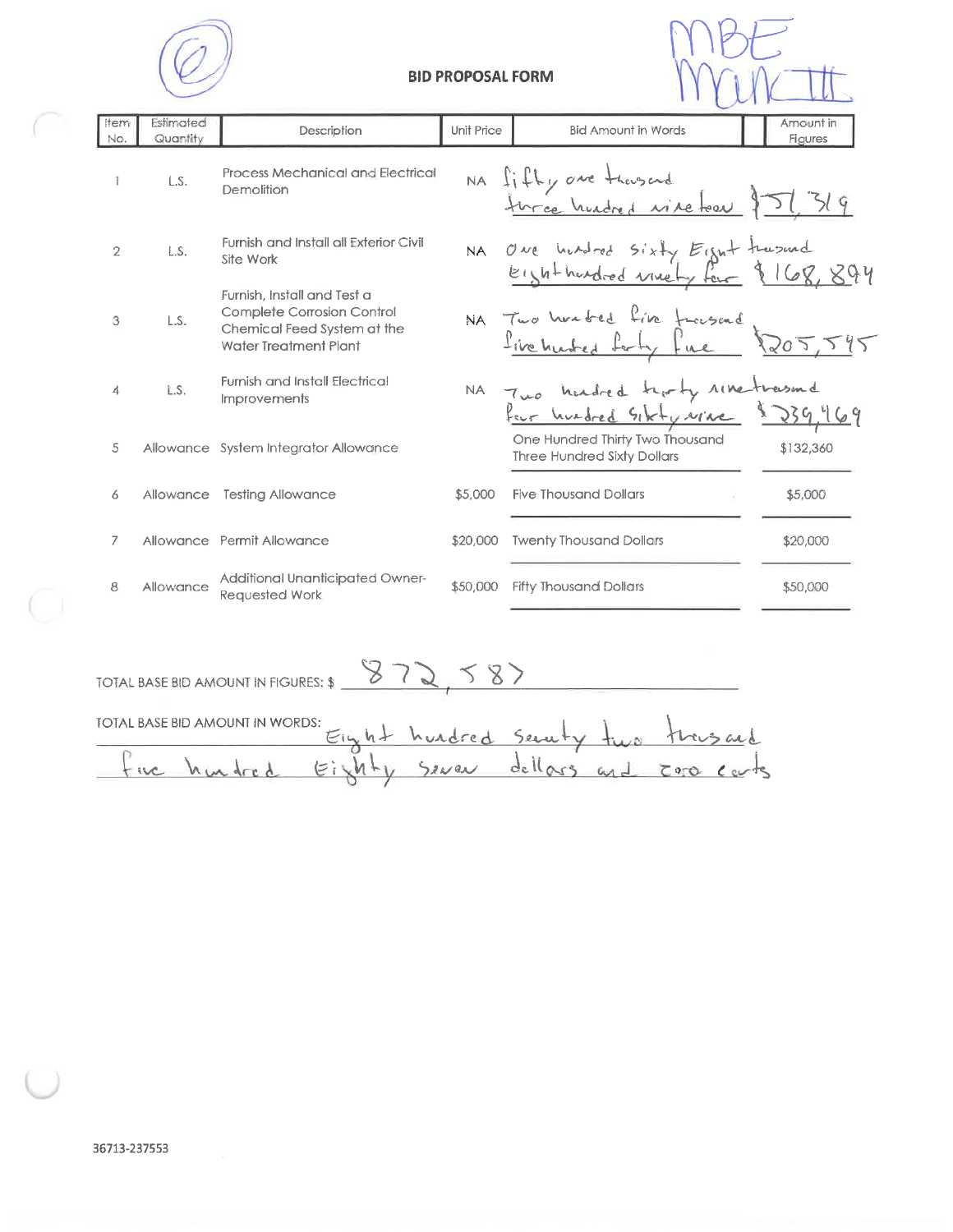MBE Mark III

# BID PROPOSAL FORM

| Item No. | Estimated Quantity | Description | Unit Price | Bid Amount in Words | Amount in Figures |
|---|---|---|---|---|---|
| 1 | L.S. | Process Mechanical and Electrical Demolition | NA | fifty one thousand three hundred nineteen | $51,319 |
| 2 | L.S. | Furnish and Install all Exterior Civil Site Work | NA | One hundred sixty Eight thousand Eight hundred ninety four | $168,894 |
| 3 | L.S. | Furnish, Install and Test a Complete Corrosion Control Chemical Feed System at the Water Treatment Plant | NA | Two hundred five thousand five hundred forty five | $205,545 |
| 4 | L.S. | Furnish and Install Electrical Improvements | NA | Two hundred thirty nine thousand four hundred sixty nine | $239,469 |
| 5 | Allowance | System Integrator Allowance | | One Hundred Thirty Two Thousand Three Hundred Sixty Dollars | $132,360 |
| 6 | Allowance | Testing Allowance | $5,000 | Five Thousand Dollars | $5,000 |
| 7 | Allowance | Permit Allowance | $20,000 | Twenty Thousand Dollars | $20,000 |
| 8 | Allowance | Additional Unanticipated Owner-Requested Work | $50,000 | Fifty Thousand Dollars | $50,000 |

TOTAL BASE BID AMOUNT IN FIGURES: $ 872,587

TOTAL BASE BID AMOUNT IN WORDS: Eight hundred Seventy two thousand five hundred Eighty seven dollars and zero cents

36713-237553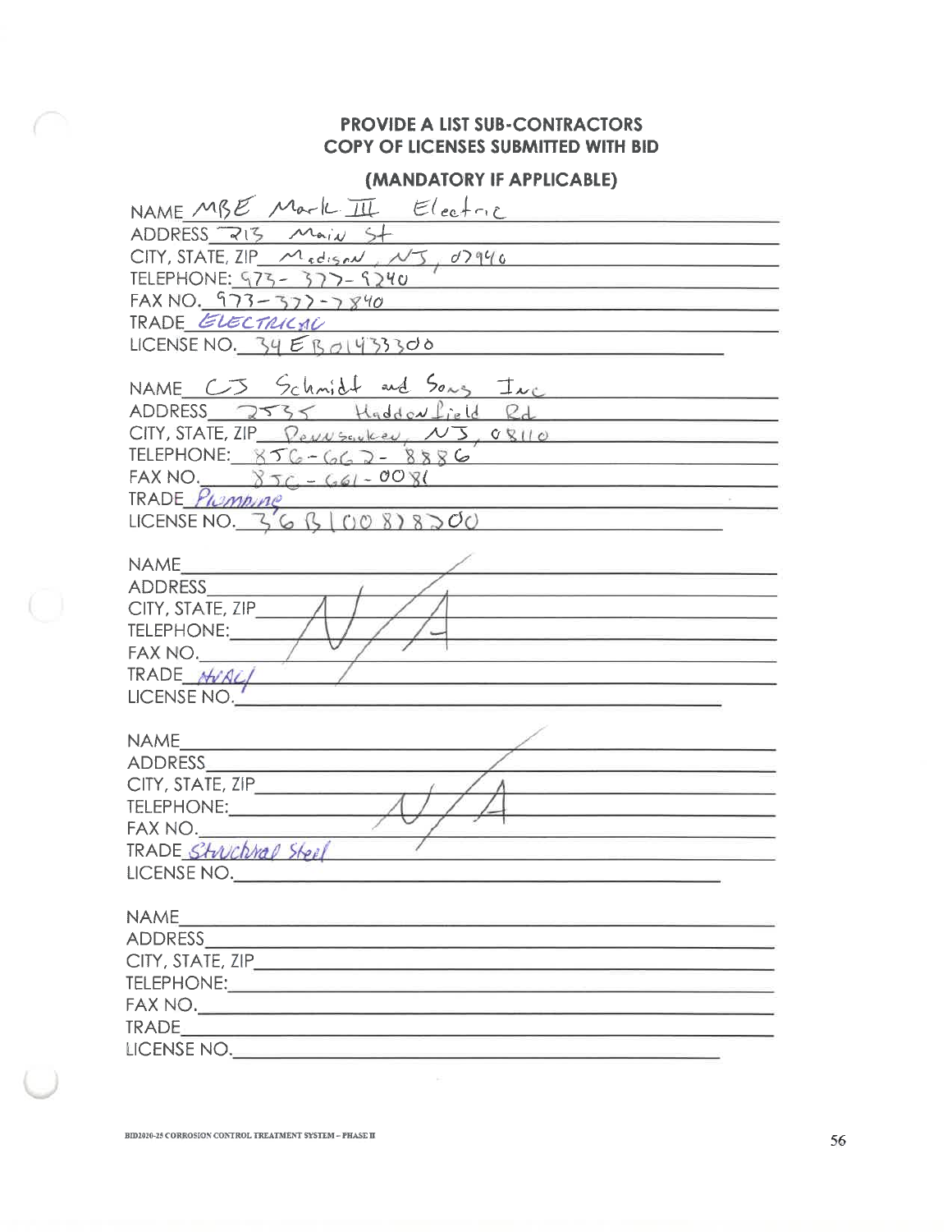**PROVIDE A LIST SUB-CONTRACTORS**
**COPY OF LICENSES SUBMITTED WITH BID**

**(MANDATORY IF APPLICABLE)**

NAME MBE Mark III Electric
ADDRESS 213 Main St
CITY, STATE, ZIP Madison, NJ, 07940
TELEPHONE: 973-377-9240
FAX NO. 973-377-7840
TRADE ELECTRICAL
LICENSE NO. 34EB01433300

NAME CJ Schmidt and Sons Inc
ADDRESS 2535 Haddonfield Rd
CITY, STATE, ZIP Pennsauken, NJ, 08110
TELEPHONE: 856-662-8886
FAX NO. 856-661-0081
TRADE Plumbing
LICENSE NO. 36BI00878200

NAME N/A
ADDRESS
CITY, STATE, ZIP
TELEPHONE:
FAX NO.
TRADE HVAC
LICENSE NO.

NAME N/A
ADDRESS
CITY, STATE, ZIP
TELEPHONE:
FAX NO.
TRADE Structural Steel
LICENSE NO.

NAME
ADDRESS
CITY, STATE, ZIP
TELEPHONE:
FAX NO.
TRADE
LICENSE NO.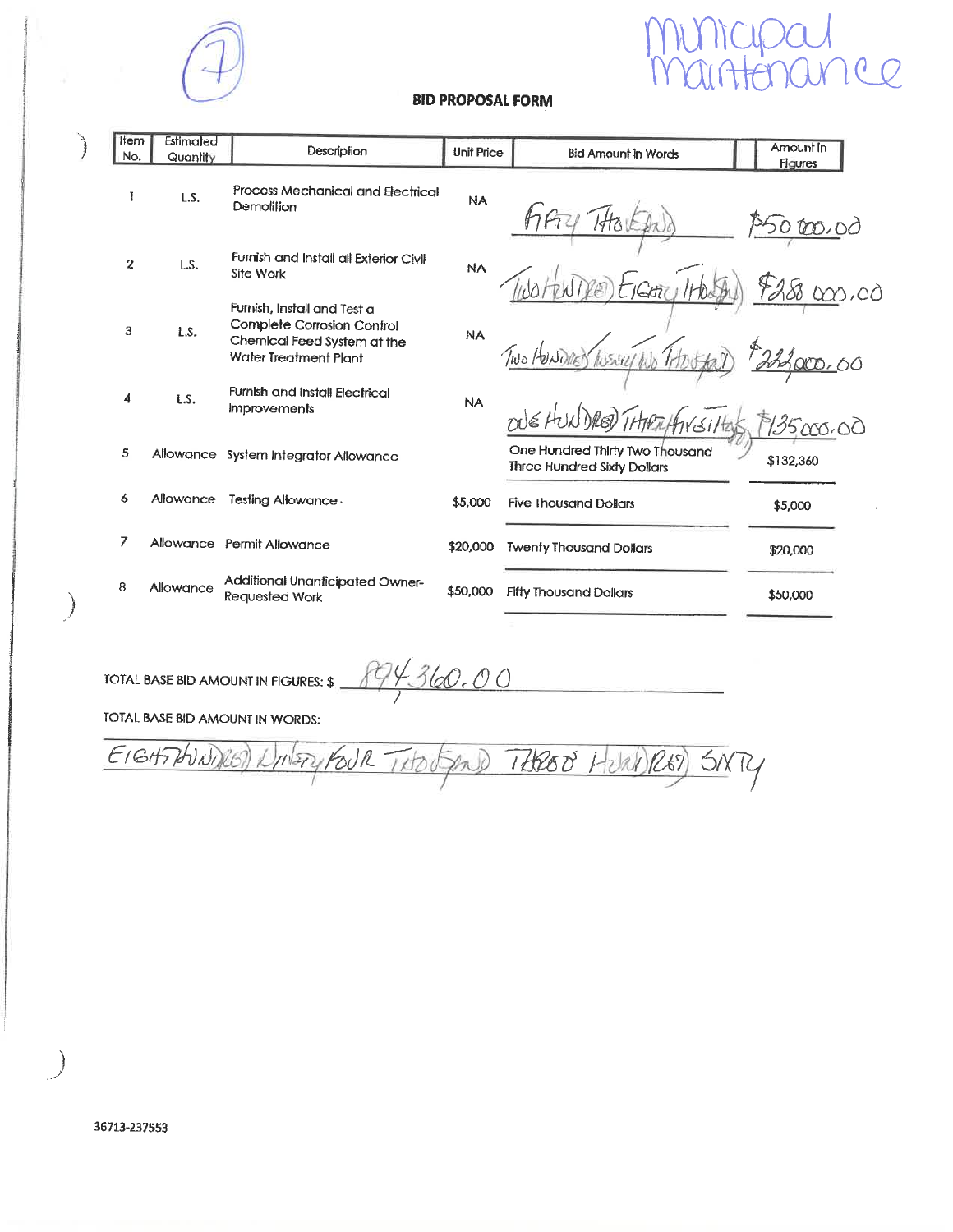(7)

Municipal Maintenance

## BID PROPOSAL FORM

| Item No. | Estimated Quantity | Description | Unit Price | Bid Amount in Words | Amount in Figures |
|---|---|---|---|---|---|
| 1 | L.S. | Process Mechanical and Electrical Demolition | NA | Fifty Thousand | $50,000.00 |
| 2 | L.S. | Furnish and Install all Exterior Civil Site Work | NA | Two Hundred Eighty Thousand | $288,000.00 |
| 3 | L.S. | Furnish, Install and Test a Complete Corrosion Control Chemical Feed System at the Water Treatment Plant | NA | Two Hundred Twenty Two Thousand | $222,000.00 |
| 4 | L.S. | Furnish and Install Electrical Improvements | NA | One Hundred Thirty Five Thousand | $135,000.00 |
| 5 | Allowance | System Integrator Allowance | | One Hundred Thirty Two Thousand Three Hundred Sixty Dollars | $132,360 |
| 6 | Allowance | Testing Allowance. | $5,000 | Five Thousand Dollars | $5,000 |
| 7 | Allowance | Permit Allowance | $20,000 | Twenty Thousand Dollars | $20,000 |
| 8 | Allowance | Additional Unanticipated Owner-Requested Work | $50,000 | Fifty Thousand Dollars | $50,000 |

TOTAL BASE BID AMOUNT IN FIGURES: $ 894,360.00

TOTAL BASE BID AMOUNT IN WORDS:

EIGHT HUNDRED NINETY FOUR THOUSAND THREE HUNDRED SIXTY

36713-237553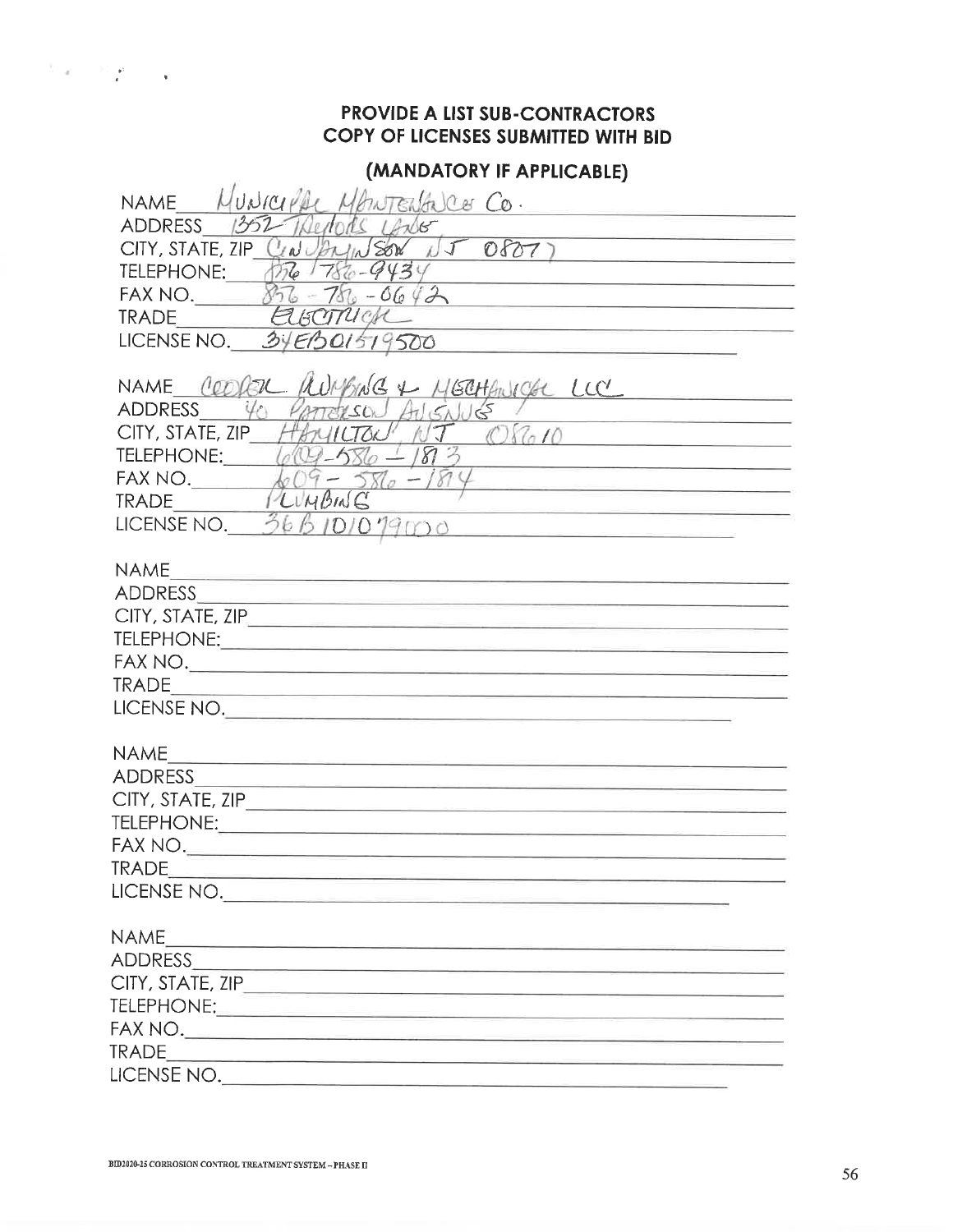## PROVIDE A LIST SUB-CONTRACTORS
## COPY OF LICENSES SUBMITTED WITH BID

### (MANDATORY IF APPLICABLE)

NAME Municipal Maintenance Co.
ADDRESS 1352 Taylors Lane
CITY, STATE, ZIP Cinnaminson NJ 08077
TELEPHONE: 856-786-9434
FAX NO. 856-786-0642
TRADE Electrical
LICENSE NO. 34EB01519500

NAME Cooper Plumbing & Mechanical LLC
ADDRESS 40 Patterson Avenue
CITY, STATE, ZIP Hamilton NJ 08610
TELEPHONE: 609-586-1813
FAX NO. 609-586-1814
TRADE Plumbing
LICENSE NO. 36BI01079000

NAME
ADDRESS
CITY, STATE, ZIP
TELEPHONE:
FAX NO.
TRADE
LICENSE NO.

NAME
ADDRESS
CITY, STATE, ZIP
TELEPHONE:
FAX NO.
TRADE
LICENSE NO.

NAME
ADDRESS
CITY, STATE, ZIP
TELEPHONE:
FAX NO.
TRADE
LICENSE NO.

BID2020-25 CORROSION CONTROL TREATMENT SYSTEM – PHASE II